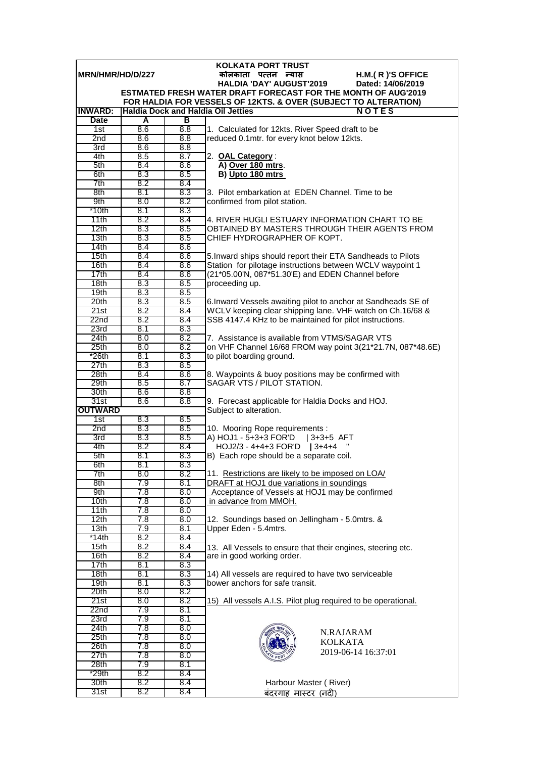**KOLKATA PORT TRUST**

**MRN/HMR/HD/D/227** — **कोलकाता पत्तन न्यास** — **H.M.( R )'S OFFICE**

**HALDIA 'DAY' AUGUST'2019** — **Dated: 14/06/2019**

**ESTMATED FRESH WATER DRAFT FORECAST FOR THE MONTH OF AUG'2019**

**FOR HALDIA FOR VESSELS OF 12KTS. & OVER (SUBJECT TO ALTERATION)**

**INWARD: Haldia Dock and Haldia Oil Jetties**

| Date | A | B |
|---|---|---|
| 1st | 8.6 | 8.8 |
| 2nd | 8.6 | 8.8 |
| 3rd | 8.6 | 8.8 |
| 4th | 8.5 | 8.7 |
| 5th | 8.4 | 8.6 |
| 6th | 8.3 | 8.5 |
| 7th | 8.2 | 8.4 |
| 8th | 8.1 | 8.3 |
| 9th | 8.0 | 8.2 |
| *10th | 8.1 | 8.3 |
| 11th | 8.2 | 8.4 |
| 12th | 8.3 | 8.5 |
| 13th | 8.3 | 8.5 |
| 14th | 8.4 | 8.6 |
| 15th | 8.4 | 8.6 |
| 16th | 8.4 | 8.6 |
| 17th | 8.4 | 8.6 |
| 18th | 8.3 | 8.5 |
| 19th | 8.3 | 8.5 |
| 20th | 8.3 | 8.5 |
| 21st | 8.2 | 8.4 |
| 22nd | 8.2 | 8.4 |
| 23rd | 8.1 | 8.3 |
| 24th | 8.0 | 8.2 |
| 25th | 8.0 | 8.2 |
| *26th | 8.1 | 8.3 |
| 27th | 8.3 | 8.5 |
| 28th | 8.4 | 8.6 |
| 29th | 8.5 | 8.7 |
| 30th | 8.6 | 8.8 |
| 31st | 8.6 | 8.8 |

**OUTWARD**

| Date | A | B |
|---|---|---|
| 1st | 8.3 | 8.5 |
| 2nd | 8.3 | 8.5 |
| 3rd | 8.3 | 8.5 |
| 4th | 8.2 | 8.4 |
| 5th | 8.1 | 8.3 |
| 6th | 8.1 | 8.3 |
| 7th | 8.0 | 8.2 |
| 8th | 7.9 | 8.1 |
| 9th | 7.8 | 8.0 |
| 10th | 7.8 | 8.0 |
| 11th | 7.8 | 8.0 |
| 12th | 7.8 | 8.0 |
| 13th | 7.9 | 8.1 |
| *14th | 8.2 | 8.4 |
| 15th | 8.2 | 8.4 |
| 16th | 8.2 | 8.4 |
| 17th | 8.1 | 8.3 |
| 18th | 8.1 | 8.3 |
| 19th | 8.1 | 8.3 |
| 20th | 8.0 | 8.2 |
| 21st | 8.0 | 8.2 |
| 22nd | 7.9 | 8.1 |
| 23rd | 7.9 | 8.1 |
| 24th | 7.8 | 8.0 |
| 25th | 7.8 | 8.0 |
| 26th | 7.8 | 8.0 |
| 27th | 7.8 | 8.0 |
| 28th | 7.9 | 8.1 |
| *29th | 8.2 | 8.4 |
| 30th | 8.2 | 8.4 |
| 31st | 8.2 | 8.4 |

**N O T E S**

1. Calculated for 12kts. River Speed draft to be reduced 0.1mtr. for every knot below 12kts.

2. **OAL Category** :
   **A) Over 180 mtrs**.
   **B) Upto 180 mtrs**

3. Pilot embarkation at EDEN Channel. Time to be confirmed from pilot station.

4. RIVER HUGLI ESTUARY INFORMATION CHART TO BE OBTAINED BY MASTERS THROUGH THEIR AGENTS FROM CHIEF HYDROGRAPHER OF KOPT.

5.Inward ships should report their ETA Sandheads to Pilots Station for pilotage instructions between WCLV waypoint 1 (21*05.00'N, 087*51.30'E) and EDEN Channel before proceeding up.

6.Inward Vessels awaiting pilot to anchor at Sandheads SE of WCLV keeping clear shipping lane. VHF watch on Ch.16/68 & SSB 4147.4 KHz to be maintained for pilot instructions.

7. Assistance is available from VTMS/SAGAR VTS on VHF Channel 16/68 FROM way point 3(21*21.7N, 087*48.6E) to pilot boarding ground.

8. Waypoints & buoy positions may be confirmed with SAGAR VTS / PILOT STATION.

9. Forecast applicable for Haldia Docks and HOJ. Subject to alteration.

10. Mooring Rope requirements :
A) HOJ1 - 5+3+3 FOR'D | 3+3+5 AFT
HOJ2/3 - 4+4+3 FOR'D | 3+4+4 "
B) Each rope should be a separate coil.

11. Restrictions are likely to be imposed on LOA/ DRAFT at HOJ1 due variations in soundings
Acceptance of Vessels at HOJ1 may be confirmed in advance from MMOH.

12. Soundings based on Jellingham - 5.0mtrs. & Upper Eden - 5.4mtrs.

13. All Vessels to ensure that their engines, steering etc. are in good working order.

14) All vessels are required to have two serviceable bower anchors for safe transit.

15) All vessels A.I.S. Pilot plug required to be operational.

N.RAJARAM
KOLKATA
2019-06-14 16:37:01

Harbour Master ( River)
बंदरगाह मास्टर (नदी)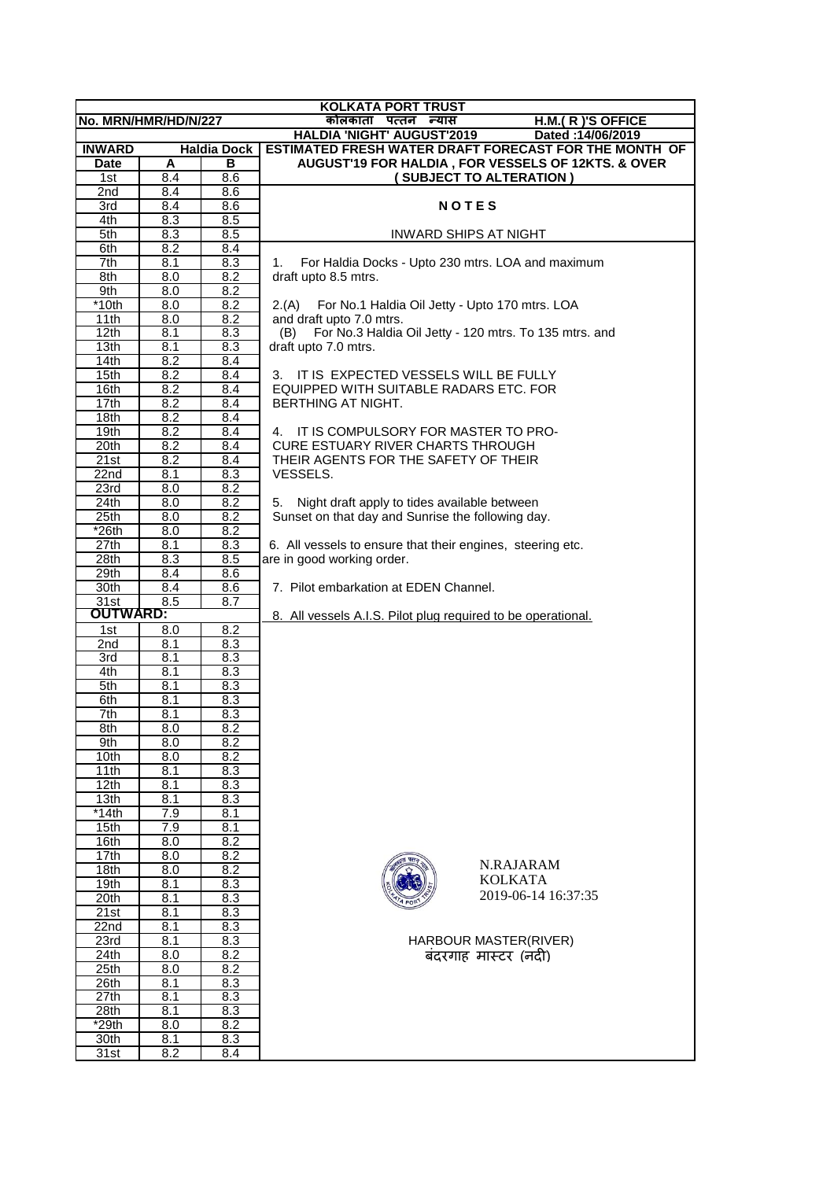# KOLKATA PORT TRUST

No. MRN/HMR/HD/N/227 कोलकाता पत्तन न्यास H.M.( R )'S OFFICE

HALDIA 'NIGHT' AUGUST'2019 Dated :14/06/2019

ESTIMATED FRESH WATER DRAFT FORECAST FOR THE MONTH OF AUGUST'19 FOR HALDIA , FOR VESSELS OF 12KTS. & OVER

( SUBJECT TO ALTERATION )

| INWARD | Haldia Dock | |
|---|---|---|
| Date | A | B |
| 1st | 8.4 | 8.6 |
| 2nd | 8.4 | 8.6 |
| 3rd | 8.4 | 8.6 |
| 4th | 8.3 | 8.5 |
| 5th | 8.3 | 8.5 |
| 6th | 8.2 | 8.4 |
| 7th | 8.1 | 8.3 |
| 8th | 8.0 | 8.2 |
| 9th | 8.0 | 8.2 |
| *10th | 8.0 | 8.2 |
| 11th | 8.0 | 8.2 |
| 12th | 8.1 | 8.3 |
| 13th | 8.1 | 8.3 |
| 14th | 8.2 | 8.4 |
| 15th | 8.2 | 8.4 |
| 16th | 8.2 | 8.4 |
| 17th | 8.2 | 8.4 |
| 18th | 8.2 | 8.4 |
| 19th | 8.2 | 8.4 |
| 20th | 8.2 | 8.4 |
| 21st | 8.2 | 8.4 |
| 22nd | 8.1 | 8.3 |
| 23rd | 8.0 | 8.2 |
| 24th | 8.0 | 8.2 |
| 25th | 8.0 | 8.2 |
| *26th | 8.0 | 8.2 |
| 27th | 8.1 | 8.3 |
| 28th | 8.3 | 8.5 |
| 29th | 8.4 | 8.6 |
| 30th | 8.4 | 8.6 |
| 31st | 8.5 | 8.7 |
| **OUTWARD:** | | |
| 1st | 8.0 | 8.2 |
| 2nd | 8.1 | 8.3 |
| 3rd | 8.1 | 8.3 |
| 4th | 8.1 | 8.3 |
| 5th | 8.1 | 8.3 |
| 6th | 8.1 | 8.3 |
| 7th | 8.1 | 8.3 |
| 8th | 8.0 | 8.2 |
| 9th | 8.0 | 8.2 |
| 10th | 8.0 | 8.2 |
| 11th | 8.1 | 8.3 |
| 12th | 8.1 | 8.3 |
| 13th | 8.1 | 8.3 |
| *14th | 7.9 | 8.1 |
| 15th | 7.9 | 8.1 |
| 16th | 8.0 | 8.2 |
| 17th | 8.0 | 8.2 |
| 18th | 8.0 | 8.2 |
| 19th | 8.1 | 8.3 |
| 20th | 8.1 | 8.3 |
| 21st | 8.1 | 8.3 |
| 22nd | 8.1 | 8.3 |
| 23rd | 8.1 | 8.3 |
| 24th | 8.0 | 8.2 |
| 25th | 8.0 | 8.2 |
| 26th | 8.1 | 8.3 |
| 27th | 8.1 | 8.3 |
| 28th | 8.1 | 8.3 |
| *29th | 8.0 | 8.2 |
| 30th | 8.1 | 8.3 |
| 31st | 8.2 | 8.4 |

## N O T E S

INWARD SHIPS AT NIGHT

1. For Haldia Docks - Upto 230 mtrs. LOA and maximum draft upto 8.5 mtrs.

2.(A) For No.1 Haldia Oil Jetty - Upto 170 mtrs. LOA and draft upto 7.0 mtrs.
(B) For No.3 Haldia Oil Jetty - 120 mtrs. To 135 mtrs. and draft upto 7.0 mtrs.

3. IT IS EXPECTED VESSELS WILL BE FULLY EQUIPPED WITH SUITABLE RADARS ETC. FOR BERTHING AT NIGHT.

4. IT IS COMPULSORY FOR MASTER TO PROCURE ESTUARY RIVER CHARTS THROUGH THEIR AGENTS FOR THE SAFETY OF THEIR VESSELS.

5. Night draft apply to tides available between Sunset on that day and Sunrise the following day.

6. All vessels to ensure that their engines, steering etc. are in good working order.

7. Pilot embarkation at EDEN Channel.

8. All vessels A.I.S. Pilot plug required to be operational.

N.RAJARAM
KOLKATA
2019-06-14 16:37:35

HARBOUR MASTER(RIVER)
बंदरगाह मास्टर (नदी)